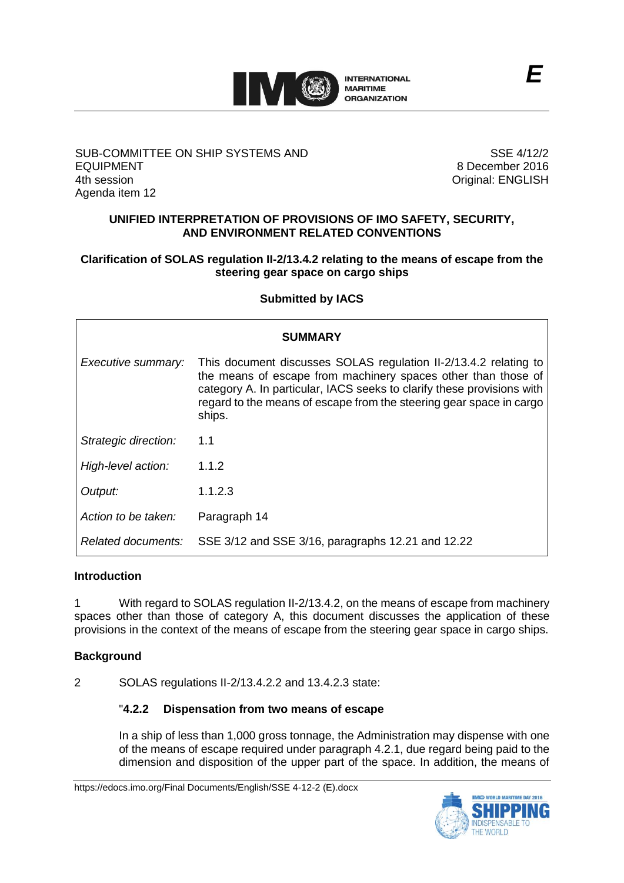E

SUB-COMMITTEE ON SHIP SYSTEMS AND EQUIPMENT
4th session
Agenda item 12

SSE 4/12/2
8 December 2016
Original: ENGLISH

**UNIFIED INTERPRETATION OF PROVISIONS OF IMO SAFETY, SECURITY, AND ENVIRONMENT RELATED CONVENTIONS**

**Clarification of SOLAS regulation II-2/13.4.2 relating to the means of escape from the steering gear space on cargo ships**

**Submitted by IACS**

| SUMMARY | |
|---|---|
| *Executive summary:* | This document discusses SOLAS regulation II-2/13.4.2 relating to the means of escape from machinery spaces other than those of category A. In particular, IACS seeks to clarify these provisions with regard to the means of escape from the steering gear space in cargo ships. |
| *Strategic direction:* | 1.1 |
| *High-level action:* | 1.1.2 |
| *Output:* | 1.1.2.3 |
| *Action to be taken:* | Paragraph 14 |
| *Related documents:* | SSE 3/12 and SSE 3/16, paragraphs 12.21 and 12.22 |

**Introduction**

1 With regard to SOLAS regulation II-2/13.4.2, on the means of escape from machinery spaces other than those of category A, this document discusses the application of these provisions in the context of the means of escape from the steering gear space in cargo ships.

**Background**

2 SOLAS regulations II-2/13.4.2.2 and 13.4.2.3 state:

"**4.2.2 Dispensation from two means of escape**

In a ship of less than 1,000 gross tonnage, the Administration may dispense with one of the means of escape required under paragraph 4.2.1, due regard being paid to the dimension and disposition of the upper part of the space. In addition, the means of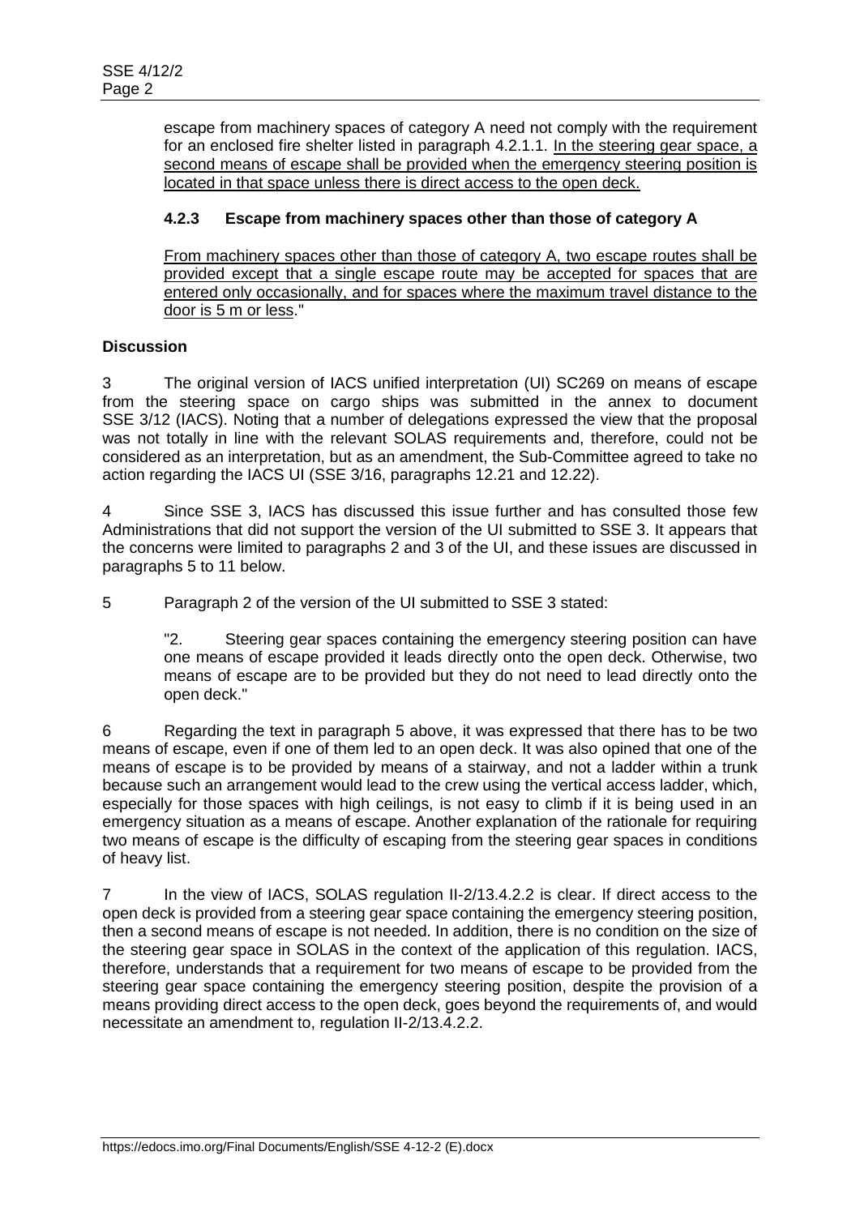escape from machinery spaces of category A need not comply with the requirement for an enclosed fire shelter listed in paragraph 4.2.1.1. <u>In the steering gear space, a second means of escape shall be provided when the emergency steering position is located in that space unless there is direct access to the open deck.</u>

### 4.2.3 Escape from machinery spaces other than those of category A

<u>From machinery spaces other than those of category A, two escape routes shall be provided except that a single escape route may be accepted for spaces that are entered only occasionally, and for spaces where the maximum travel distance to the door is 5 m or less</u>."

**Discussion**

3 The original version of IACS unified interpretation (UI) SC269 on means of escape from the steering space on cargo ships was submitted in the annex to document SSE 3/12 (IACS). Noting that a number of delegations expressed the view that the proposal was not totally in line with the relevant SOLAS requirements and, therefore, could not be considered as an interpretation, but as an amendment, the Sub-Committee agreed to take no action regarding the IACS UI (SSE 3/16, paragraphs 12.21 and 12.22).

4 Since SSE 3, IACS has discussed this issue further and has consulted those few Administrations that did not support the version of the UI submitted to SSE 3. It appears that the concerns were limited to paragraphs 2 and 3 of the UI, and these issues are discussed in paragraphs 5 to 11 below.

5 Paragraph 2 of the version of the UI submitted to SSE 3 stated:

> "2. Steering gear spaces containing the emergency steering position can have one means of escape provided it leads directly onto the open deck. Otherwise, two means of escape are to be provided but they do not need to lead directly onto the open deck."

6 Regarding the text in paragraph 5 above, it was expressed that there has to be two means of escape, even if one of them led to an open deck. It was also opined that one of the means of escape is to be provided by means of a stairway, and not a ladder within a trunk because such an arrangement would lead to the crew using the vertical access ladder, which, especially for those spaces with high ceilings, is not easy to climb if it is being used in an emergency situation as a means of escape. Another explanation of the rationale for requiring two means of escape is the difficulty of escaping from the steering gear spaces in conditions of heavy list.

7 In the view of IACS, SOLAS regulation II-2/13.4.2.2 is clear. If direct access to the open deck is provided from a steering gear space containing the emergency steering position, then a second means of escape is not needed. In addition, there is no condition on the size of the steering gear space in SOLAS in the context of the application of this regulation. IACS, therefore, understands that a requirement for two means of escape to be provided from the steering gear space containing the emergency steering position, despite the provision of a means providing direct access to the open deck, goes beyond the requirements of, and would necessitate an amendment to, regulation II-2/13.4.2.2.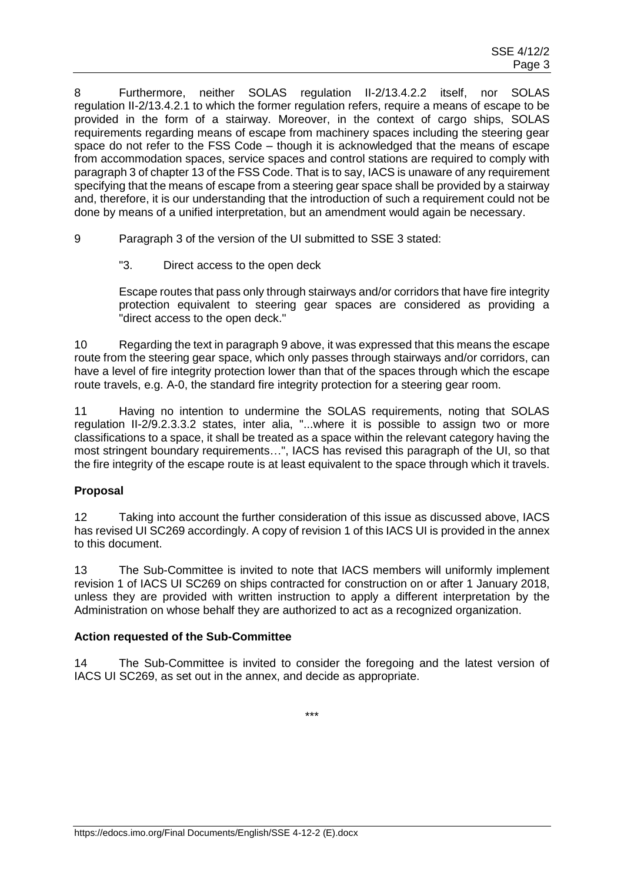8 Furthermore, neither SOLAS regulation II-2/13.4.2.2 itself, nor SOLAS regulation II-2/13.4.2.1 to which the former regulation refers, require a means of escape to be provided in the form of a stairway. Moreover, in the context of cargo ships, SOLAS requirements regarding means of escape from machinery spaces including the steering gear space do not refer to the FSS Code – though it is acknowledged that the means of escape from accommodation spaces, service spaces and control stations are required to comply with paragraph 3 of chapter 13 of the FSS Code. That is to say, IACS is unaware of any requirement specifying that the means of escape from a steering gear space shall be provided by a stairway and, therefore, it is our understanding that the introduction of such a requirement could not be done by means of a unified interpretation, but an amendment would again be necessary.

9 Paragraph 3 of the version of the UI submitted to SSE 3 stated:

> "3. Direct access to the open deck
>
> Escape routes that pass only through stairways and/or corridors that have fire integrity protection equivalent to steering gear spaces are considered as providing a "direct access to the open deck."

10 Regarding the text in paragraph 9 above, it was expressed that this means the escape route from the steering gear space, which only passes through stairways and/or corridors, can have a level of fire integrity protection lower than that of the spaces through which the escape route travels, e.g. A-0, the standard fire integrity protection for a steering gear room.

11 Having no intention to undermine the SOLAS requirements, noting that SOLAS regulation II-2/9.2.3.3.2 states, inter alia, "...where it is possible to assign two or more classifications to a space, it shall be treated as a space within the relevant category having the most stringent boundary requirements…", IACS has revised this paragraph of the UI, so that the fire integrity of the escape route is at least equivalent to the space through which it travels.

**Proposal**

12 Taking into account the further consideration of this issue as discussed above, IACS has revised UI SC269 accordingly. A copy of revision 1 of this IACS UI is provided in the annex to this document.

13 The Sub-Committee is invited to note that IACS members will uniformly implement revision 1 of IACS UI SC269 on ships contracted for construction on or after 1 January 2018, unless they are provided with written instruction to apply a different interpretation by the Administration on whose behalf they are authorized to act as a recognized organization.

**Action requested of the Sub-Committee**

14 The Sub-Committee is invited to consider the foregoing and the latest version of IACS UI SC269, as set out in the annex, and decide as appropriate.

\*\*\*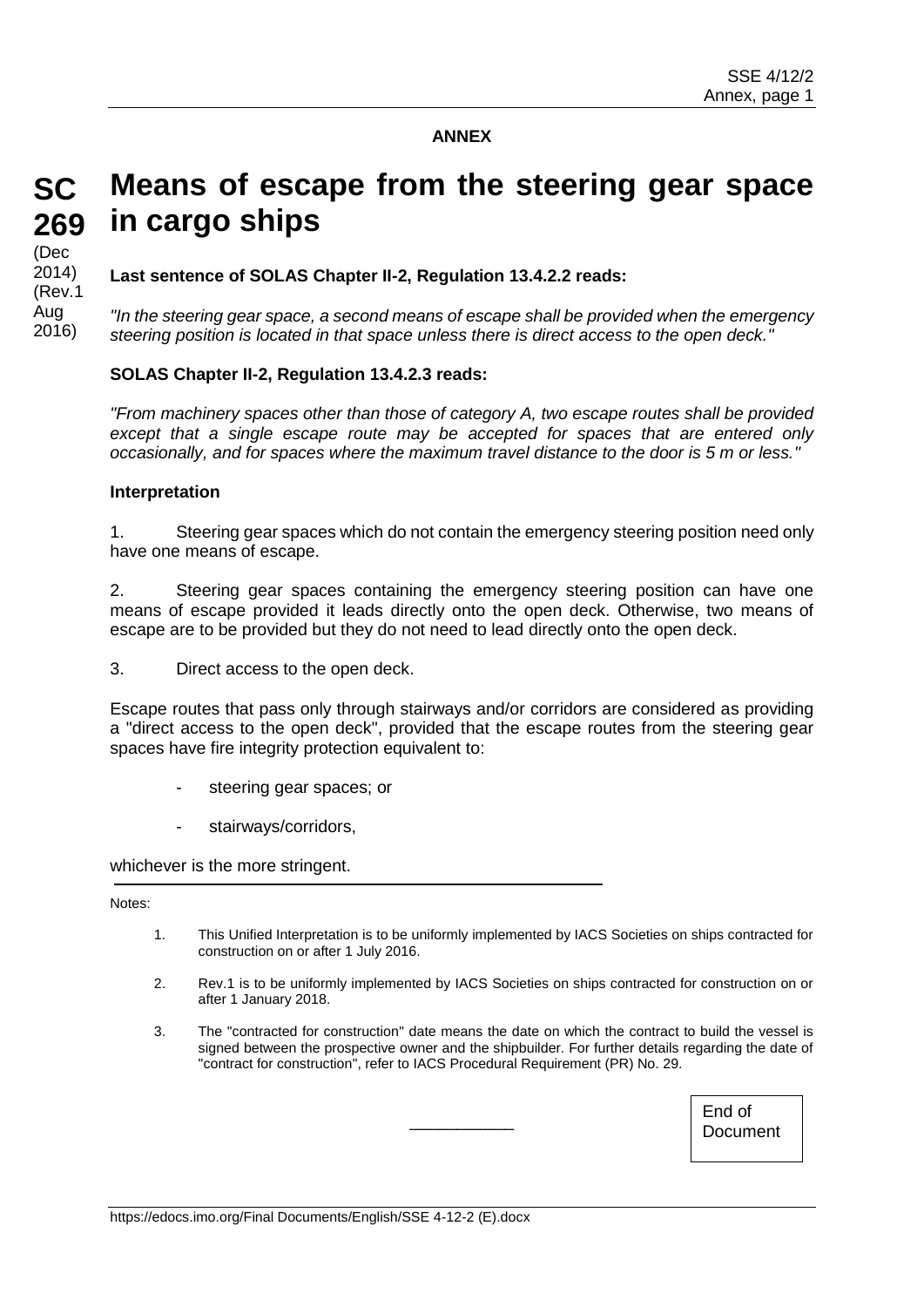**ANNEX**

# SC 269 Means of escape from the steering gear space in cargo ships

(Dec 2014) (Rev.1 Aug 2016)

**Last sentence of SOLAS Chapter II-2, Regulation 13.4.2.2 reads:**

*"In the steering gear space, a second means of escape shall be provided when the emergency steering position is located in that space unless there is direct access to the open deck."*

**SOLAS Chapter II-2, Regulation 13.4.2.3 reads:**

*"From machinery spaces other than those of category A, two escape routes shall be provided except that a single escape route may be accepted for spaces that are entered only occasionally, and for spaces where the maximum travel distance to the door is 5 m or less."*

**Interpretation**

1. Steering gear spaces which do not contain the emergency steering position need only have one means of escape.

2. Steering gear spaces containing the emergency steering position can have one means of escape provided it leads directly onto the open deck. Otherwise, two means of escape are to be provided but they do not need to lead directly onto the open deck.

3. Direct access to the open deck.

Escape routes that pass only through stairways and/or corridors are considered as providing a "direct access to the open deck", provided that the escape routes from the steering gear spaces have fire integrity protection equivalent to:

- steering gear spaces; or
- stairways/corridors,

whichever is the more stringent.

Notes:

1. This Unified Interpretation is to be uniformly implemented by IACS Societies on ships contracted for construction on or after 1 July 2016.

2. Rev.1 is to be uniformly implemented by IACS Societies on ships contracted for construction on or after 1 January 2018.

3. The "contracted for construction" date means the date on which the contract to build the vessel is signed between the prospective owner and the shipbuilder. For further details regarding the date of "contract for construction", refer to IACS Procedural Requirement (PR) No. 29.

End of Document